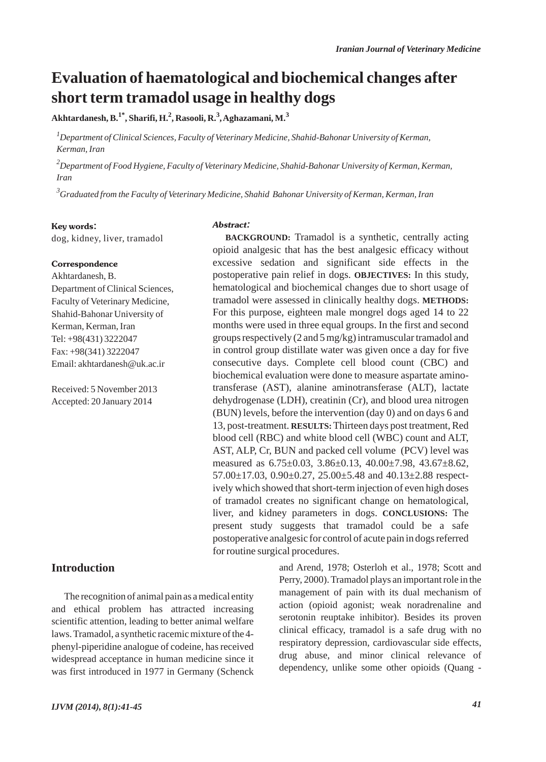# Evaluation of haematological and biochemical changes after short term tramadol usage in healthy dogs

**Akhtardanesh, B.[1*], Sharifi, H.[2], Rasooli, R.[3], Aghazamani, M.[3]**

[1] *Department of Clinical Sciences, Faculty of Veterinary Medicine, Shahid-Bahonar University of Kerman, Kerman, Iran*

[2] *Department of Food Hygiene, Faculty of Veterinary Medicine, Shahid-Bahonar University of Kerman, Kerman, Iran*

[3] *Graduated from the Faculty of Veterinary Medicine, Shahid Bahonar University of Kerman, Kerman, Iran*

**Key words:**

dog, kidney, liver, tramadol

**Correspondence**

Akhtardanesh, B.
Department of Clinical Sciences, Faculty of Veterinary Medicine, Shahid-Bahonar University of Kerman, Kerman, Iran
Tel: +98(431) 3222047
Fax: +98(341) 3222047
Email: akhtardanesh@uk.ac.ir

Received: 5 November 2013
Accepted: 20 January 2014

***Abstract:***

**BACKGROUND:** Tramadol is a synthetic, centrally acting opioid analgesic that has the best analgesic efficacy without excessive sedation and significant side effects in the postoperative pain relief in dogs. **OBJECTIVES:** In this study, hematological and biochemical changes due to short usage of tramadol were assessed in clinically healthy dogs. **METHODS:** For this purpose, eighteen male mongrel dogs aged 14 to 22 months were used in three equal groups. In the first and second groups respectively (2 and 5 mg/kg) intramuscular tramadol and in control group distillate water was given once a day for five consecutive days. Complete cell blood count (CBC) and biochemical evaluation were done to measure aspartate amino-transferase (AST), alanine aminotransferase (ALT), lactate dehydrogenase (LDH), creatinin (Cr), and blood urea nitrogen (BUN) levels, before the intervention (day 0) and on days 6 and 13, post-treatment. **RESULTS:** Thirteen days post treatment, Red blood cell (RBC) and white blood cell (WBC) count and ALT, AST, ALP, Cr, BUN and packed cell volume (PCV) level was measured as 6.75±0.03, 3.86±0.13, 40.00±7.98, 43.67±8.62, 57.00±17.03, 0.90±0.27, 25.00±5.48 and 40.13±2.88 respectively which showed that short-term injection of even high doses of tramadol creates no significant change on hematological, liver, and kidney parameters in dogs. **CONCLUSIONS:** The present study suggests that tramadol could be a safe postoperative analgesic for control of acute pain in dogs referred for routine surgical procedures.

## Introduction

The recognition of animal pain as a medical entity and ethical problem has attracted increasing scientific attention, leading to better animal welfare laws. Tramadol, a synthetic racemic mixture of the 4-phenyl-piperidine analogue of codeine, has received widespread acceptance in human medicine since it was first introduced in 1977 in Germany (Schenck and Arend, 1978; Osterloh et al., 1978; Scott and Perry, 2000). Tramadol plays an important role in the management of pain with its dual mechanism of action (opioid agonist; weak noradrenaline and serotonin reuptake inhibitor). Besides its proven clinical efficacy, tramadol is a safe drug with no respiratory depression, cardiovascular side effects, drug abuse, and minor clinical relevance of dependency, unlike some other opioids (Quang -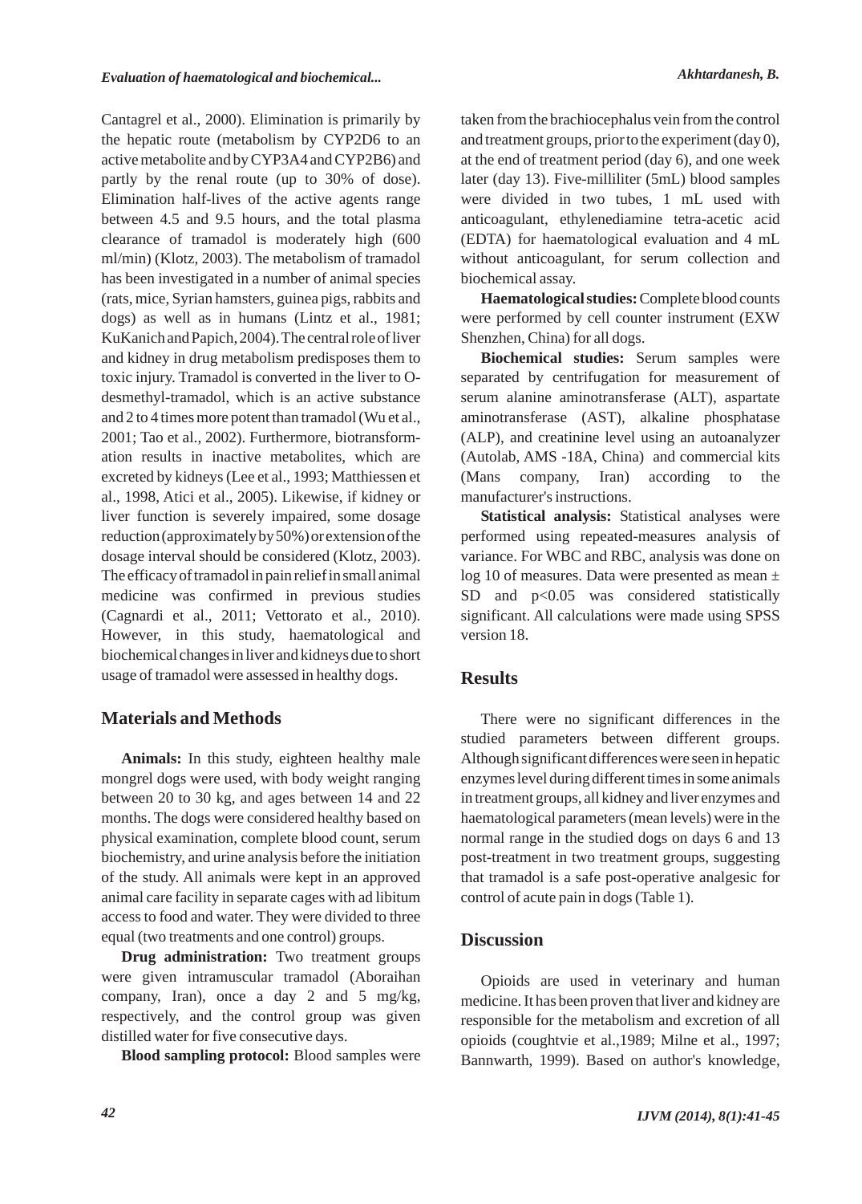Cantagrel et al., 2000). Elimination is primarily by the hepatic route (metabolism by CYP2D6 to an active metabolite and by CYP3A4 and CYP2B6) and partly by the renal route (up to 30% of dose). Elimination half-lives of the active agents range between 4.5 and 9.5 hours, and the total plasma clearance of tramadol is moderately high (600 ml/min) (Klotz, 2003). The metabolism of tramadol has been investigated in a number of animal species (rats, mice, Syrian hamsters, guinea pigs, rabbits and dogs) as well as in humans (Lintz et al., 1981; KuKanich and Papich, 2004). The central role of liver and kidney in drug metabolism predisposes them to toxic injury. Tramadol is converted in the liver to O-desmethyl-tramadol, which is an active substance and 2 to 4 times more potent than tramadol (Wu et al., 2001; Tao et al., 2002). Furthermore, biotransformation results in inactive metabolites, which are excreted by kidneys (Lee et al., 1993; Matthiessen et al., 1998, Atici et al., 2005). Likewise, if kidney or liver function is severely impaired, some dosage reduction (approximately by 50%) or extension of the dosage interval should be considered (Klotz, 2003). The efficacy of tramadol in pain relief in small animal medicine was confirmed in previous studies (Cagnardi et al., 2011; Vettorato et al., 2010). However, in this study, haematological and biochemical changes in liver and kidneys due to short usage of tramadol were assessed in healthy dogs.

## Materials and Methods

**Animals:** In this study, eighteen healthy male mongrel dogs were used, with body weight ranging between 20 to 30 kg, and ages between 14 and 22 months. The dogs were considered healthy based on physical examination, complete blood count, serum biochemistry, and urine analysis before the initiation of the study. All animals were kept in an approved animal care facility in separate cages with ad libitum access to food and water. They were divided to three equal (two treatments and one control) groups.

**Drug administration:** Two treatment groups were given intramuscular tramadol (Aboraihan company, Iran), once a day 2 and 5 mg/kg, respectively, and the control group was given distilled water for five consecutive days.

**Blood sampling protocol:** Blood samples were taken from the brachiocephalus vein from the control and treatment groups, prior to the experiment (day 0), at the end of treatment period (day 6), and one week later (day 13). Five-milliliter (5mL) blood samples were divided in two tubes, 1 mL used with anticoagulant, ethylenediamine tetra-acetic acid (EDTA) for haematological evaluation and 4 mL without anticoagulant, for serum collection and biochemical assay.

**Haematological studies:** Complete blood counts were performed by cell counter instrument (EXW Shenzhen, China) for all dogs.

**Biochemical studies:** Serum samples were separated by centrifugation for measurement of serum alanine aminotransferase (ALT), aspartate aminotransferase (AST), alkaline phosphatase (ALP), and creatinine level using an autoanalyzer (Autolab, AMS -18A, China) and commercial kits (Mans company, Iran) according to the manufacturer's instructions.

**Statistical analysis:** Statistical analyses were performed using repeated-measures analysis of variance. For WBC and RBC, analysis was done on log 10 of measures. Data were presented as mean ± SD and $p<0.05$ was considered statistically significant. All calculations were made using SPSS version 18.

## Results

There were no significant differences in the studied parameters between different groups. Although significant differences were seen in hepatic enzymes level during different times in some animals in treatment groups, all kidney and liver enzymes and haematological parameters (mean levels) were in the normal range in the studied dogs on days 6 and 13 post-treatment in two treatment groups, suggesting that tramadol is a safe post-operative analgesic for control of acute pain in dogs (Table 1).

## Discussion

Opioids are used in veterinary and human medicine. It has been proven that liver and kidney are responsible for the metabolism and excretion of all opioids (coughtvie et al.,1989; Milne et al., 1997; Bannwarth, 1999). Based on author's knowledge,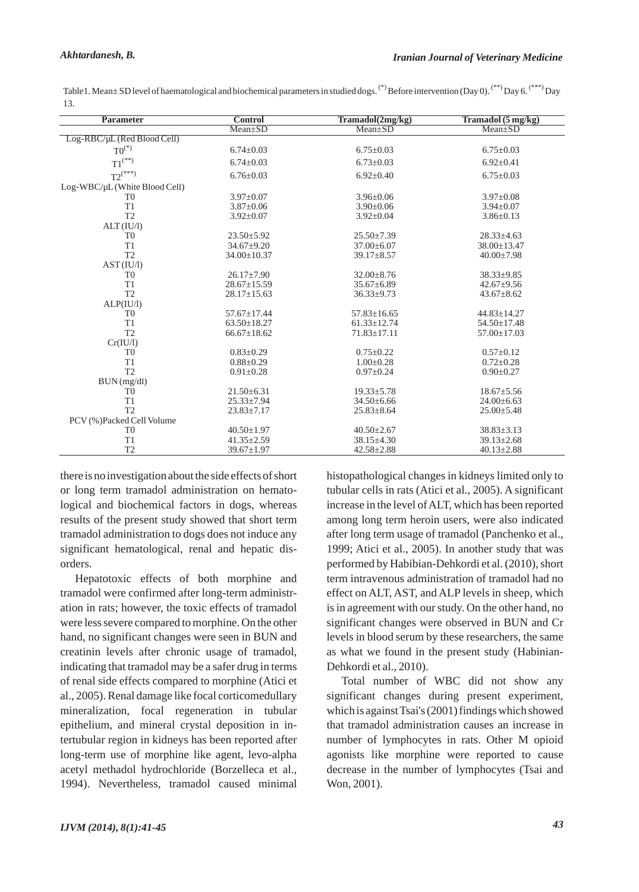Table1. Mean± SD level of haematological and biochemical parameters in studied dogs. (*) Before intervention (Day 0). (**) Day 6. (***) Day 13.

| Parameter | Control | Tramadol(2mg/kg) | Tramadol (5 mg/kg) |
|---|---|---|---|
| | Mean±SD | Mean±SD | Mean±SD |
| Log-RBC/µL (Red Blood Cell) | | | |
| T0(*) | 6.74±0.03 | 6.75±0.03 | 6.75±0.03 |
| T1(**) | 6.74±0.03 | 6.73±0.03 | 6.92±0.41 |
| T2(***) | 6.76±0.03 | 6.92±0.40 | 6.75±0.03 |
| Log-WBC/µL (White Blood Cell) | | | |
| T0 | 3.97±0.07 | 3.96±0.06 | 3.97±0.08 |
| T1 | 3.87±0.06 | 3.90±0.06 | 3.94±0.07 |
| T2 | 3.92±0.07 | 3.92±0.04 | 3.86±0.13 |
| ALT (IU/l) | | | |
| T0 | 23.50±5.92 | 25.50±7.39 | 28.33±4.63 |
| T1 | 34.67±9.20 | 37.00±6.07 | 38.00±13.47 |
| T2 | 34.00±10.37 | 39.17±8.57 | 40.00±7.98 |
| AST (IU/l) | | | |
| T0 | 26.17±7.90 | 32.00±8.76 | 38.33±9.85 |
| T1 | 28.67±15.59 | 35.67±6.89 | 42.67±9.56 |
| T2 | 28.17±15.63 | 36.33±9.73 | 43.67±8.62 |
| ALP(IU/l) | | | |
| T0 | 57.67±17.44 | 57.83±16.65 | 44.83±14.27 |
| T1 | 63.50±18.27 | 61.33±12.74 | 54.50±17.48 |
| T2 | 66.67±18.62 | 71.83±17.11 | 57.00±17.03 |
| Cr(IU/l) | | | |
| T0 | 0.83±0.29 | 0.75±0.22 | 0.57±0.12 |
| T1 | 0.88±0.29 | 1.00±0.28 | 0.72±0.28 |
| T2 | 0.91±0.28 | 0.97±0.24 | 0.90±0.27 |
| BUN (mg/dl) | | | |
| T0 | 21.50±6.31 | 19.33±5.78 | 18.67±5.56 |
| T1 | 25.33±7.94 | 34.50±6.66 | 24.00±6.63 |
| T2 | 23.83±7.17 | 25.83±8.64 | 25.00±5.48 |
| PCV (%)Packed Cell Volume | | | |
| T0 | 40.50±1.97 | 40.50±2.67 | 38.83±3.13 |
| T1 | 41.35±2.59 | 38.15±4.30 | 39.13±2.68 |
| T2 | 39.67±1.97 | 42.58±2.88 | 40.13±2.88 |

there is no investigation about the side effects of short or long term tramadol administration on hematological and biochemical factors in dogs, whereas results of the present study showed that short term tramadol administration to dogs does not induce any significant hematological, renal and hepatic disorders.

Hepatotoxic effects of both morphine and tramadol were confirmed after long-term administration in rats; however, the toxic effects of tramadol were less severe compared to morphine. On the other hand, no significant changes were seen in BUN and creatinin levels after chronic usage of tramadol, indicating that tramadol may be a safer drug in terms of renal side effects compared to morphine (Atici et al., 2005). Renal damage like focal corticomedullary mineralization, focal regeneration in tubular epithelium, and mineral crystal deposition in intertubular region in kidneys has been reported after long-term use of morphine like agent, levo-alpha acetyl methadol hydrochloride (Borzelleca et al., 1994). Nevertheless, tramadol caused minimal histopathological changes in kidneys limited only to tubular cells in rats (Atici et al., 2005). A significant increase in the level of ALT, which has been reported among long term heroin users, were also indicated after long term usage of tramadol (Panchenko et al., 1999; Atici et al., 2005). In another study that was performed by Habibian-Dehkordi et al. (2010), short term intravenous administration of tramadol had no effect on ALT, AST, and ALP levels in sheep, which is in agreement with our study. On the other hand, no significant changes were observed in BUN and Cr levels in blood serum by these researchers, the same as what we found in the present study (Habinian-Dehkordi et al., 2010).

Total number of WBC did not show any significant changes during present experiment, which is against Tsai's (2001) findings which showed that tramadol administration causes an increase in number of lymphocytes in rats. Other M opioid agonists like morphine were reported to cause decrease in the number of lymphocytes (Tsai and Won, 2001).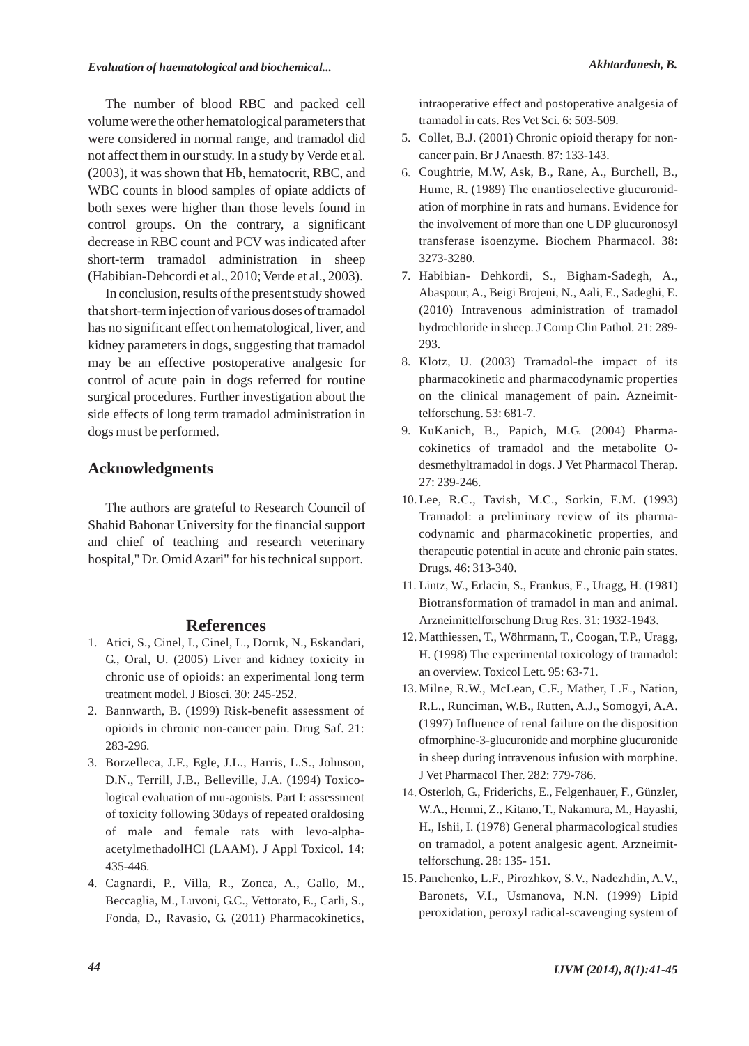The number of blood RBC and packed cell volume were the other hematological parameters that were considered in normal range, and tramadol did not affect them in our study. In a study by Verde et al. (2003), it was shown that Hb, hematocrit, RBC, and WBC counts in blood samples of opiate addicts of both sexes were higher than those levels found in control groups. On the contrary, a significant decrease in RBC count and PCV was indicated after short-term tramadol administration in sheep (Habibian-Dehcordi et al., 2010; Verde et al., 2003).

In conclusion, results of the present study showed that short-term injection of various doses of tramadol has no significant effect on hematological, liver, and kidney parameters in dogs, suggesting that tramadol may be an effective postoperative analgesic for control of acute pain in dogs referred for routine surgical procedures. Further investigation about the side effects of long term tramadol administration in dogs must be performed.

## Acknowledgments

The authors are grateful to Research Council of Shahid Bahonar University for the financial support and chief of teaching and research veterinary hospital," Dr. Omid Azari" for his technical support.

## References

1. Atici, S., Cinel, I., Cinel, L., Doruk, N., Eskandari, G., Oral, U. (2005) Liver and kidney toxicity in chronic use of opioids: an experimental long term treatment model. J Biosci. 30: 245-252.
2. Bannwarth, B. (1999) Risk-benefit assessment of opioids in chronic non-cancer pain. Drug Saf. 21: 283-296.
3. Borzelleca, J.F., Egle, J.L., Harris, L.S., Johnson, D.N., Terrill, J.B., Belleville, J.A. (1994) Toxicological evaluation of mu-agonists. Part I: assessment of toxicity following 30days of repeated oraldosing of male and female rats with levo-alpha-acetylmethadolHCl (LAAM). J Appl Toxicol. 14: 435-446.
4. Cagnardi, P., Villa, R., Zonca, A., Gallo, M., Beccaglia, M., Luvoni, G.C., Vettorato, E., Carli, S., Fonda, D., Ravasio, G. (2011) Pharmacokinetics, intraoperative effect and postoperative analgesia of tramadol in cats. Res Vet Sci. 6: 503-509.
5. Collet, B.J. (2001) Chronic opioid therapy for non-cancer pain. Br J Anaesth. 87: 133-143.
6. Coughtrie, M.W, Ask, B., Rane, A., Burchell, B., Hume, R. (1989) The enantioselective glucuronidation of morphine in rats and humans. Evidence for the involvement of more than one UDP glucuronosyl transferase isoenzyme. Biochem Pharmacol. 38: 3273-3280.
7. Habibian- Dehkordi, S., Bigham-Sadegh, A., Abaspour, A., Beigi Brojeni, N., Aali, E., Sadeghi, E. (2010) Intravenous administration of tramadol hydrochloride in sheep. J Comp Clin Pathol. 21: 289-293.
8. Klotz, U. (2003) Tramadol-the impact of its pharmacokinetic and pharmacodynamic properties on the clinical management of pain. Azneimittelforschung. 53: 681-7.
9. KuKanich, B., Papich, M.G. (2004) Pharmacokinetics of tramadol and the metabolite O-desmethyltramadol in dogs. J Vet Pharmacol Therap. 27: 239-246.
10. Lee, R.C., Tavish, M.C., Sorkin, E.M. (1993) Tramadol: a preliminary review of its pharmacodynamic and pharmacokinetic properties, and therapeutic potential in acute and chronic pain states. Drugs. 46: 313-340.
11. Lintz, W., Erlacin, S., Frankus, E., Uragg, H. (1981) Biotransformation of tramadol in man and animal. Arzneimittelforschung Drug Res. 31: 1932-1943.
12. Matthiessen, T., Wöhrmann, T., Coogan, T.P., Uragg, H. (1998) The experimental toxicology of tramadol: an overview. Toxicol Lett. 95: 63-71.
13. Milne, R.W., McLean, C.F., Mather, L.E., Nation, R.L., Runciman, W.B., Rutten, A.J., Somogyi, A.A. (1997) Influence of renal failure on the disposition ofmorphine-3-glucuronide and morphine glucuronide in sheep during intravenous infusion with morphine. J Vet Pharmacol Ther. 282: 779-786.
14. Osterloh, G., Friderichs, E., Felgenhauer, F., Günzler, W.A., Henmi, Z., Kitano, T., Nakamura, M., Hayashi, H., Ishii, I. (1978) General pharmacological studies on tramadol, a potent analgesic agent. Arzneimittelforschung. 28: 135- 151.
15. Panchenko, L.F., Pirozhkov, S.V., Nadezhdin, A.V., Baronets, V.I., Usmanova, N.N. (1999) Lipid peroxidation, peroxyl radical-scavenging system of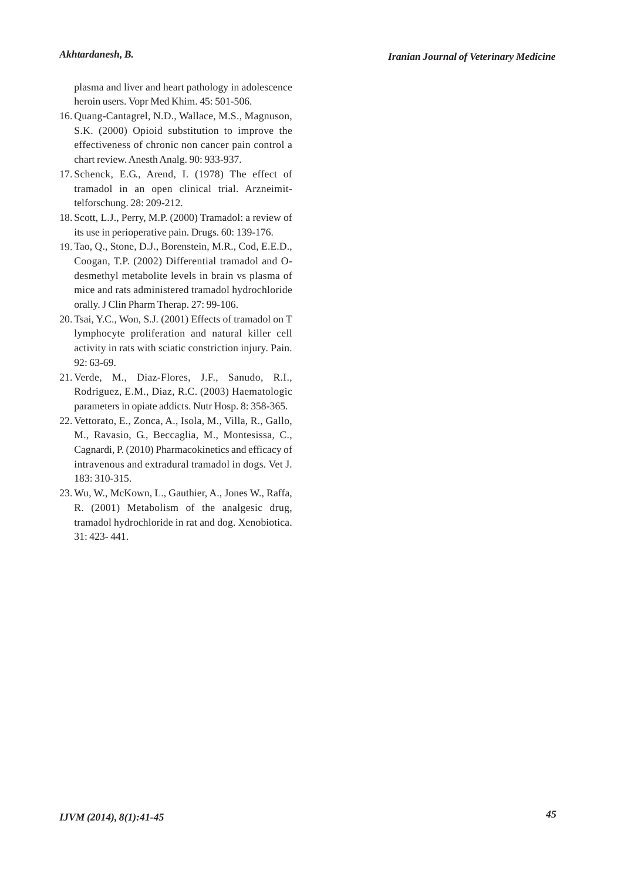plasma and liver and heart pathology in adolescence heroin users. Vopr Med Khim. 45: 501-506.

16. Quang-Cantagrel, N.D., Wallace, M.S., Magnuson, S.K. (2000) Opioid substitution to improve the effectiveness of chronic non cancer pain control a chart review. Anesth Analg. 90: 933-937.
17. Schenck, E.G., Arend, I. (1978) The effect of tramadol in an open clinical trial. Arzneimittelforschung. 28: 209-212.
18. Scott, L.J., Perry, M.P. (2000) Tramadol: a review of its use in perioperative pain. Drugs. 60: 139-176.
19. Tao, Q., Stone, D.J., Borenstein, M.R., Cod, E.E.D., Coogan, T.P. (2002) Differential tramadol and O-desmethyl metabolite levels in brain vs plasma of mice and rats administered tramadol hydrochloride orally. J Clin Pharm Therap. 27: 99-106.
20. Tsai, Y.C., Won, S.J. (2001) Effects of tramadol on T lymphocyte proliferation and natural killer cell activity in rats with sciatic constriction injury. Pain. 92: 63-69.
21. Verde, M., Diaz-Flores, J.F., Sanudo, R.I., Rodriguez, E.M., Diaz, R.C. (2003) Haematologic parameters in opiate addicts. Nutr Hosp. 8: 358-365.
22. Vettorato, E., Zonca, A., Isola, M., Villa, R., Gallo, M., Ravasio, G., Beccaglia, M., Montesissa, C., Cagnardi, P. (2010) Pharmacokinetics and efficacy of intravenous and extradural tramadol in dogs. Vet J. 183: 310-315.
23. Wu, W., McKown, L., Gauthier, A., Jones W., Raffa, R. (2001) Metabolism of the analgesic drug, tramadol hydrochloride in rat and dog. Xenobiotica. 31: 423- 441.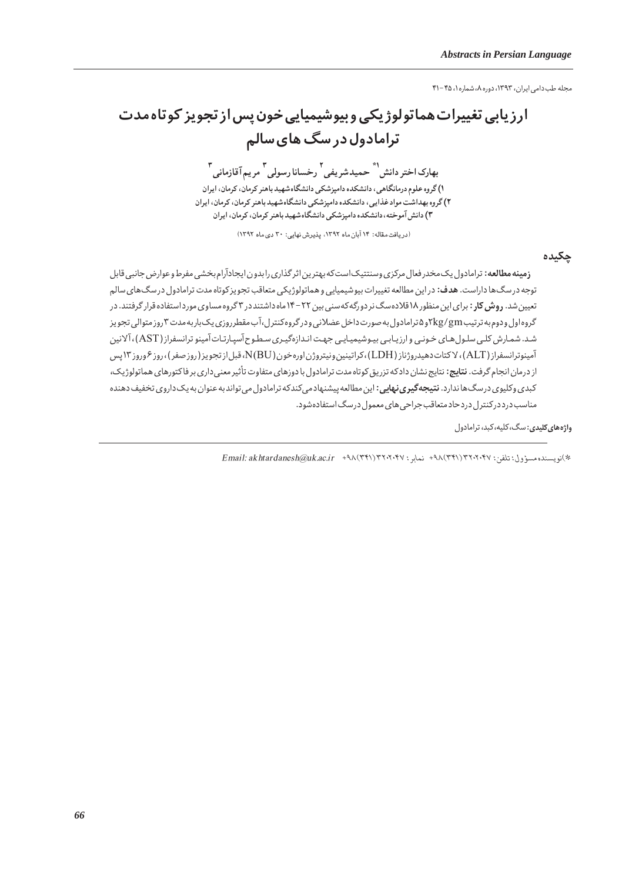مجله طب دامی ایران، ۱۳۹۳، دوره ۸، شماره ۱، ۴۵-۴۱

# ارزیابی تغییرات هماتولوژیکی و بیوشیمیایی خون پس از تجویز کوتاه مدت ترامادول در سگ های سالم

**بهارک اختر دانش[۱*] حمید شریفی[۲] رخسانا رسولی[۳] مریم آقازمانی[۳]**

**۱) گروه علوم درمانگاهی، دانشکده دامپزشکی دانشگاه شهید باهنر کرمان، کرمان، ایران**

**۲) گروه بهداشت مواد غذایی، دانشکده دامپزشکی دانشگاه شهید باهنر کرمان، کرمان، ایران**

**۳) دانش آموخته، دانشکده دامپزشکی دانشگاه شهید باهنر کرمان، کرمان، ایران**

(دریافت مقاله: ۱۴ آبان ماه ۱۳۹۲، پذیرش نهایی: ۳۰ دی ماه ۱۳۹۲)

## چکیده

**زمینه مطالعه:** ترامادول یک مخدر فعال مرکزی وسنتتیک است که بهترین اثر گذاری را بدون ایجاد آرام بخشی مفرط و عوارض جانبی قابل توجه در سگ ها داراست. **هدف:** در این مطالعه تغییرات بیوشیمیایی و هماتولوژیکی متعاقب تجویز کوتاه مدت ترامادول در سگ های سالم تعیین شد. **روش کار:** برای این منظور ۱۸ قلاده سگ نر دو رگه که سنی بین ۲۲-۱۴ ماه داشتند در ۳ گروه مساوی مورد استفاده قرار گرفتند. در گروه اول و دوم به ترتیب ۲kg/gm و ۵ ترامادول به صورت داخل عضلانی و در گروه کنترل، آب مقطر روزی یک بار به مدت ۳ روز متوالی تجویز شد. شمارش کلی سلول های خونی و ارزیابی بیوشیمیایی جهت اندازه گیری سطوح آسپارتات آمینو ترانسفراز (AST)، آلانین آمینوترانسفراز (ALT)، لاکتات دهیدروژناز (LDH)، کراتینین و نیتروژن اوره خون (N(BU، قبل از تجویز (روز صفر)، روز ۶ و روز ۱۳ پس از درمان انجام گرفت. **نتایج:** نتایج نشان داد که تزریق کوتاه مدت ترامادول با دوزهای متفاوت تأثیر معنی داری بر فاکتورهای هماتولوژیک، کبدی و کلیوی در سگ ها ندارد. **نتیجه گیری نهایی:** این مطالعه پیشنهاد می کند که ترامادول می تواند به عنوان یک داروی تخفیف دهنده مناسب درد در کنترل درد حاد متعاقب جراحی های معمول در سگ استفاده شود.

**واژه های کلیدی:** سگ، کلیه، کبد، ترامادول

*) نویسنده مسؤول: تلفن: ۳۲۰۲۰۴۷ (۳۴۱) ۹۸+ نمابر: ۳۲۰۲۰۴۷ (۳۴۱) ۹۸+ Email: akhtardanesh@uk.ac.ir